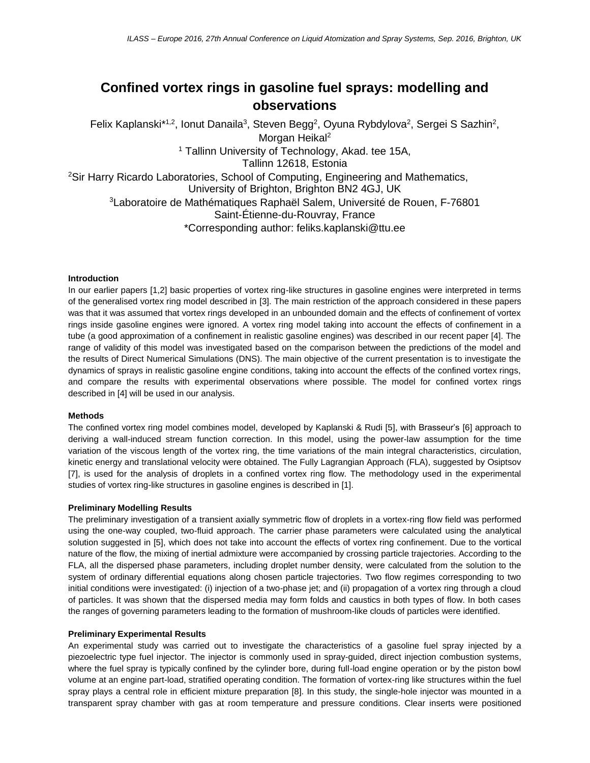# Confined vortex rings in gasoline fuel sprays: modelling and observations

Felix Kaplanski*[1,2], Ionut Danaila[3], Steven Begg[2], Oyuna Rybdylova[2], Sergei S Sazhin[2], Morgan Heikal[2]

[1] Tallinn University of Technology, Akad. tee 15A, Tallinn 12618, Estonia

[2]Sir Harry Ricardo Laboratories, School of Computing, Engineering and Mathematics, University of Brighton, Brighton BN2 4GJ, UK

[3]Laboratoire de Mathématiques Raphaël Salem, Université de Rouen, F-76801 Saint-Étienne-du-Rouvray, France

*Corresponding author: feliks.kaplanski@ttu.ee

## Introduction

In our earlier papers [1,2] basic properties of vortex ring-like structures in gasoline engines were interpreted in terms of the generalised vortex ring model described in [3]. The main restriction of the approach considered in these papers was that it was assumed that vortex rings developed in an unbounded domain and the effects of confinement of vortex rings inside gasoline engines were ignored. A vortex ring model taking into account the effects of confinement in a tube (a good approximation of a confinement in realistic gasoline engines) was described in our recent paper [4]. The range of validity of this model was investigated based on the comparison between the predictions of the model and the results of Direct Numerical Simulations (DNS). The main objective of the current presentation is to investigate the dynamics of sprays in realistic gasoline engine conditions, taking into account the effects of the confined vortex rings, and compare the results with experimental observations where possible. The model for confined vortex rings described in [4] will be used in our analysis.

## Methods

The confined vortex ring model combines model, developed by Kaplanski & Rudi [5], with Brasseur's [6] approach to deriving a wall-induced stream function correction. In this model, using the power-law assumption for the time variation of the viscous length of the vortex ring, the time variations of the main integral characteristics, circulation, kinetic energy and translational velocity were obtained. The Fully Lagrangian Approach (FLA), suggested by Osiptsov [7], is used for the analysis of droplets in a confined vortex ring flow. The methodology used in the experimental studies of vortex ring-like structures in gasoline engines is described in [1].

## Preliminary Modelling Results

The preliminary investigation of a transient axially symmetric flow of droplets in a vortex-ring flow field was performed using the one-way coupled, two-fluid approach. The carrier phase parameters were calculated using the analytical solution suggested in [5], which does not take into account the effects of vortex ring confinement. Due to the vortical nature of the flow, the mixing of inertial admixture were accompanied by crossing particle trajectories. According to the FLA, all the dispersed phase parameters, including droplet number density, were calculated from the solution to the system of ordinary differential equations along chosen particle trajectories. Two flow regimes corresponding to two initial conditions were investigated: (i) injection of a two-phase jet; and (ii) propagation of a vortex ring through a cloud of particles. It was shown that the dispersed media may form folds and caustics in both types of flow. In both cases the ranges of governing parameters leading to the formation of mushroom-like clouds of particles were identified.

## Preliminary Experimental Results

An experimental study was carried out to investigate the characteristics of a gasoline fuel spray injected by a piezoelectric type fuel injector. The injector is commonly used in spray-guided, direct injection combustion systems, where the fuel spray is typically confined by the cylinder bore, during full-load engine operation or by the piston bowl volume at an engine part-load, stratified operating condition. The formation of vortex-ring like structures within the fuel spray plays a central role in efficient mixture preparation [8]. In this study, the single-hole injector was mounted in a transparent spray chamber with gas at room temperature and pressure conditions. Clear inserts were positioned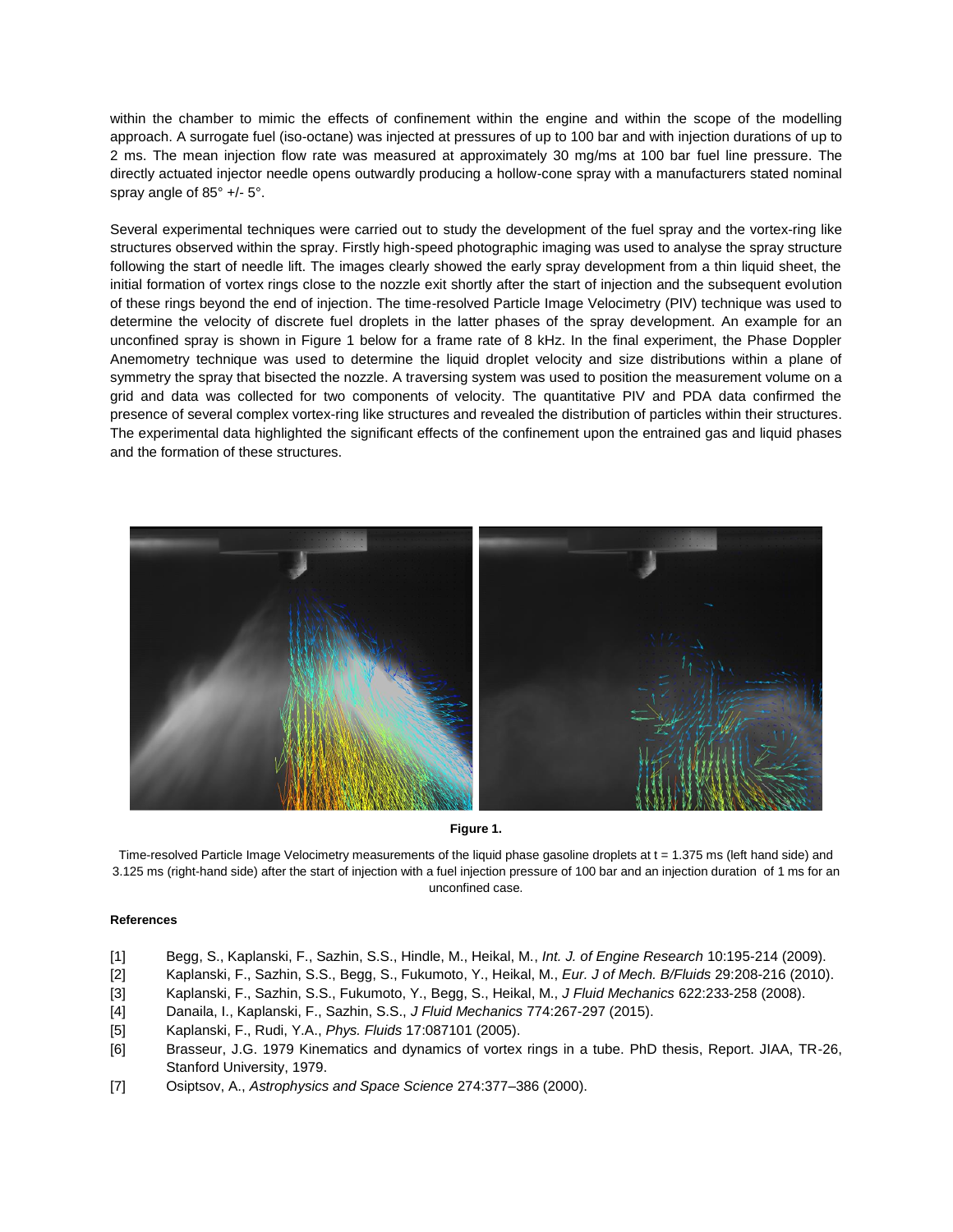within the chamber to mimic the effects of confinement within the engine and within the scope of the modelling approach. A surrogate fuel (iso-octane) was injected at pressures of up to 100 bar and with injection durations of up to 2 ms. The mean injection flow rate was measured at approximately 30 mg/ms at 100 bar fuel line pressure. The directly actuated injector needle opens outwardly producing a hollow-cone spray with a manufacturers stated nominal spray angle of 85° +/- 5°.

Several experimental techniques were carried out to study the development of the fuel spray and the vortex-ring like structures observed within the spray. Firstly high-speed photographic imaging was used to analyse the spray structure following the start of needle lift. The images clearly showed the early spray development from a thin liquid sheet, the initial formation of vortex rings close to the nozzle exit shortly after the start of injection and the subsequent evolution of these rings beyond the end of injection. The time-resolved Particle Image Velocimetry (PIV) technique was used to determine the velocity of discrete fuel droplets in the latter phases of the spray development. An example for an unconfined spray is shown in Figure 1 below for a frame rate of 8 kHz. In the final experiment, the Phase Doppler Anemometry technique was used to determine the liquid droplet velocity and size distributions within a plane of symmetry the spray that bisected the nozzle. A traversing system was used to position the measurement volume on a grid and data was collected for two components of velocity. The quantitative PIV and PDA data confirmed the presence of several complex vortex-ring like structures and revealed the distribution of particles within their structures. The experimental data highlighted the significant effects of the confinement upon the entrained gas and liquid phases and the formation of these structures.

**Figure 1.**

Time-resolved Particle Image Velocimetry measurements of the liquid phase gasoline droplets at t = 1.375 ms (left hand side) and 3.125 ms (right-hand side) after the start of injection with a fuel injection pressure of 100 bar and an injection duration of 1 ms for an unconfined case.

**References**

[1] Begg, S., Kaplanski, F., Sazhin, S.S., Hindle, M., Heikal, M., *Int. J. of Engine Research* 10:195-214 (2009).

[2] Kaplanski, F., Sazhin, S.S., Begg, S., Fukumoto, Y., Heikal, M., *Eur. J of Mech. B/Fluids* 29:208-216 (2010).

[3] Kaplanski, F., Sazhin, S.S., Fukumoto, Y., Begg, S., Heikal, M., *J Fluid Mechanics* 622:233-258 (2008).

[4] Danaila, I., Kaplanski, F., Sazhin, S.S., *J Fluid Mechanics* 774:267-297 (2015).

[5] Kaplanski, F., Rudi, Y.A., *Phys. Fluids* 17:087101 (2005).

[6] Brasseur, J.G. 1979 Kinematics and dynamics of vortex rings in a tube. PhD thesis, Report. JIAA, TR-26, Stanford University, 1979.

[7] Osiptsov, A., *Astrophysics and Space Science* 274:377–386 (2000).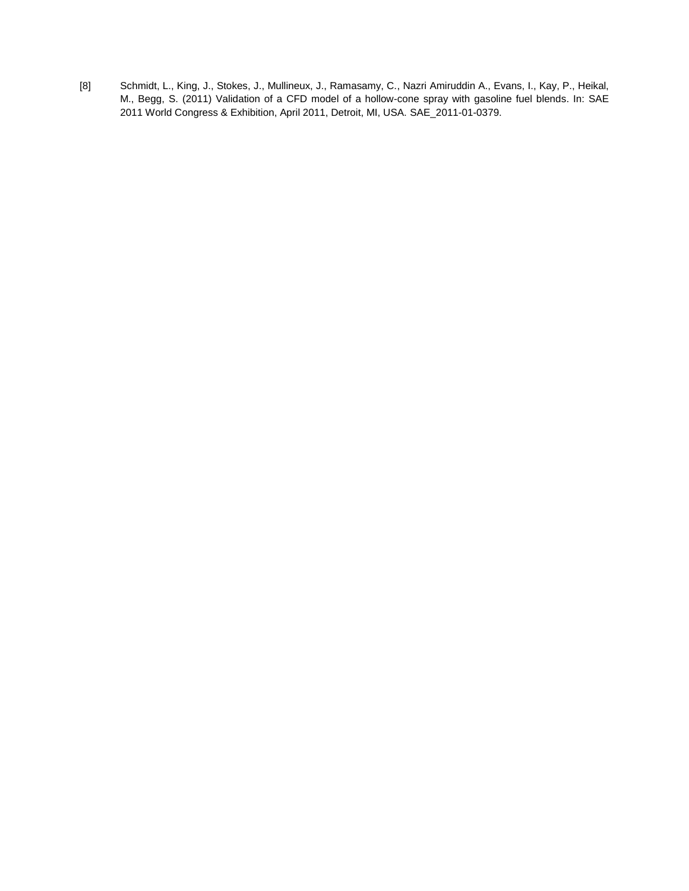[8] Schmidt, L., King, J., Stokes, J., Mullineux, J., Ramasamy, C., Nazri Amiruddin A., Evans, I., Kay, P., Heikal, M., Begg, S. (2011) Validation of a CFD model of a hollow-cone spray with gasoline fuel blends. In: SAE 2011 World Congress & Exhibition, April 2011, Detroit, MI, USA. SAE_2011-01-0379.